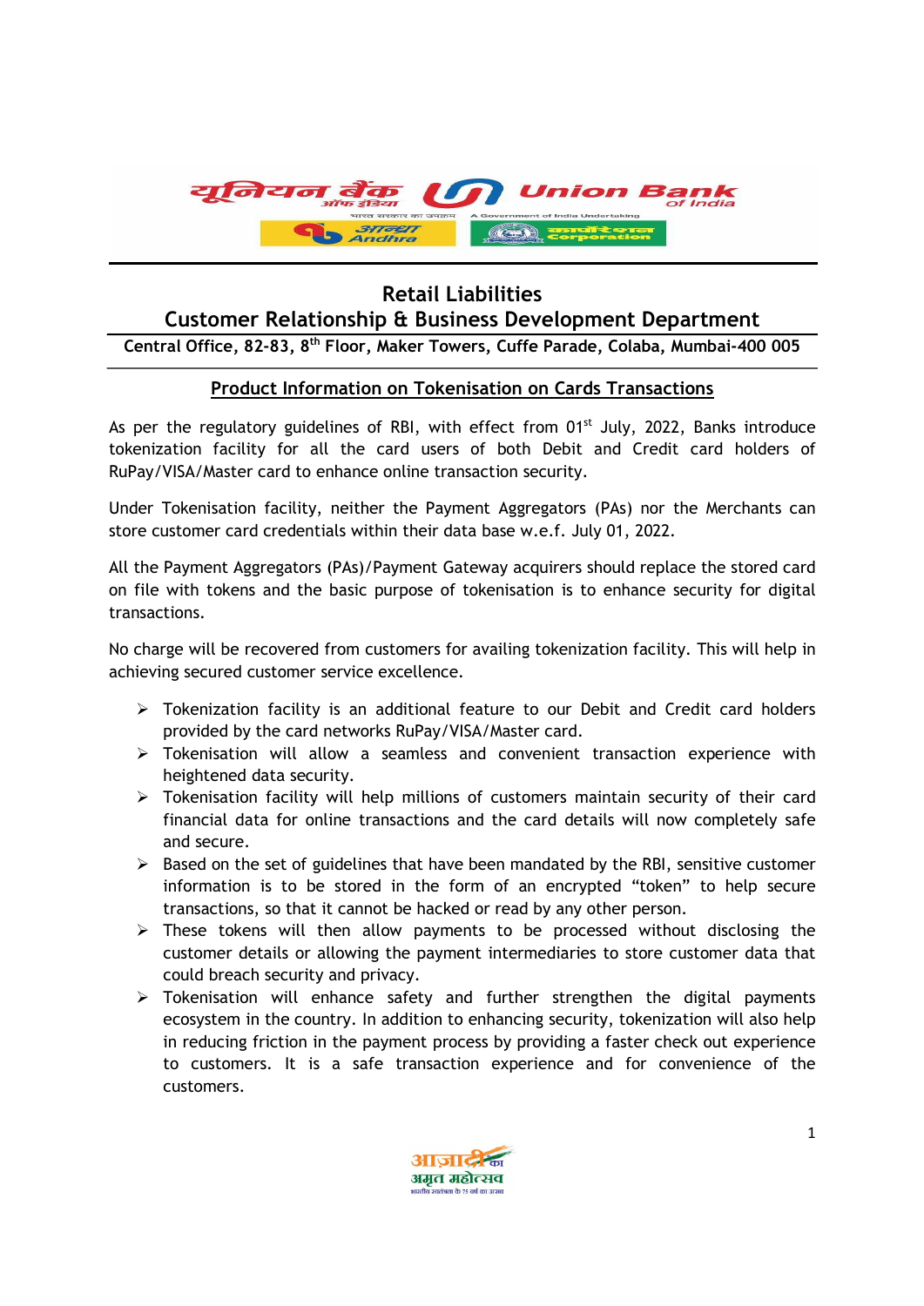# Retail Liabilities

## Customer Relationship & Business Development Department

**Central Office, 82-83, 8th Floor, Maker Towers, Cuffe Parade, Colaba, Mumbai-400 005**

### Product Information on Tokenisation on Cards Transactions

As per the regulatory guidelines of RBI, with effect from 01st July, 2022, Banks introduce tokenization facility for all the card users of both Debit and Credit card holders of RuPay/VISA/Master card to enhance online transaction security.

Under Tokenisation facility, neither the Payment Aggregators (PAs) nor the Merchants can store customer card credentials within their data base w.e.f. July 01, 2022.

All the Payment Aggregators (PAs)/Payment Gateway acquirers should replace the stored card on file with tokens and the basic purpose of tokenisation is to enhance security for digital transactions.

No charge will be recovered from customers for availing tokenization facility. This will help in achieving secured customer service excellence.

- Tokenization facility is an additional feature to our Debit and Credit card holders provided by the card networks RuPay/VISA/Master card.
- Tokenisation will allow a seamless and convenient transaction experience with heightened data security.
- Tokenisation facility will help millions of customers maintain security of their card financial data for online transactions and the card details will now completely safe and secure.
- Based on the set of guidelines that have been mandated by the RBI, sensitive customer information is to be stored in the form of an encrypted "token" to help secure transactions, so that it cannot be hacked or read by any other person.
- These tokens will then allow payments to be processed without disclosing the customer details or allowing the payment intermediaries to store customer data that could breach security and privacy.
- Tokenisation will enhance safety and further strengthen the digital payments ecosystem in the country. In addition to enhancing security, tokenization will also help in reducing friction in the payment process by providing a faster check out experience to customers. It is a safe transaction experience and for convenience of the customers.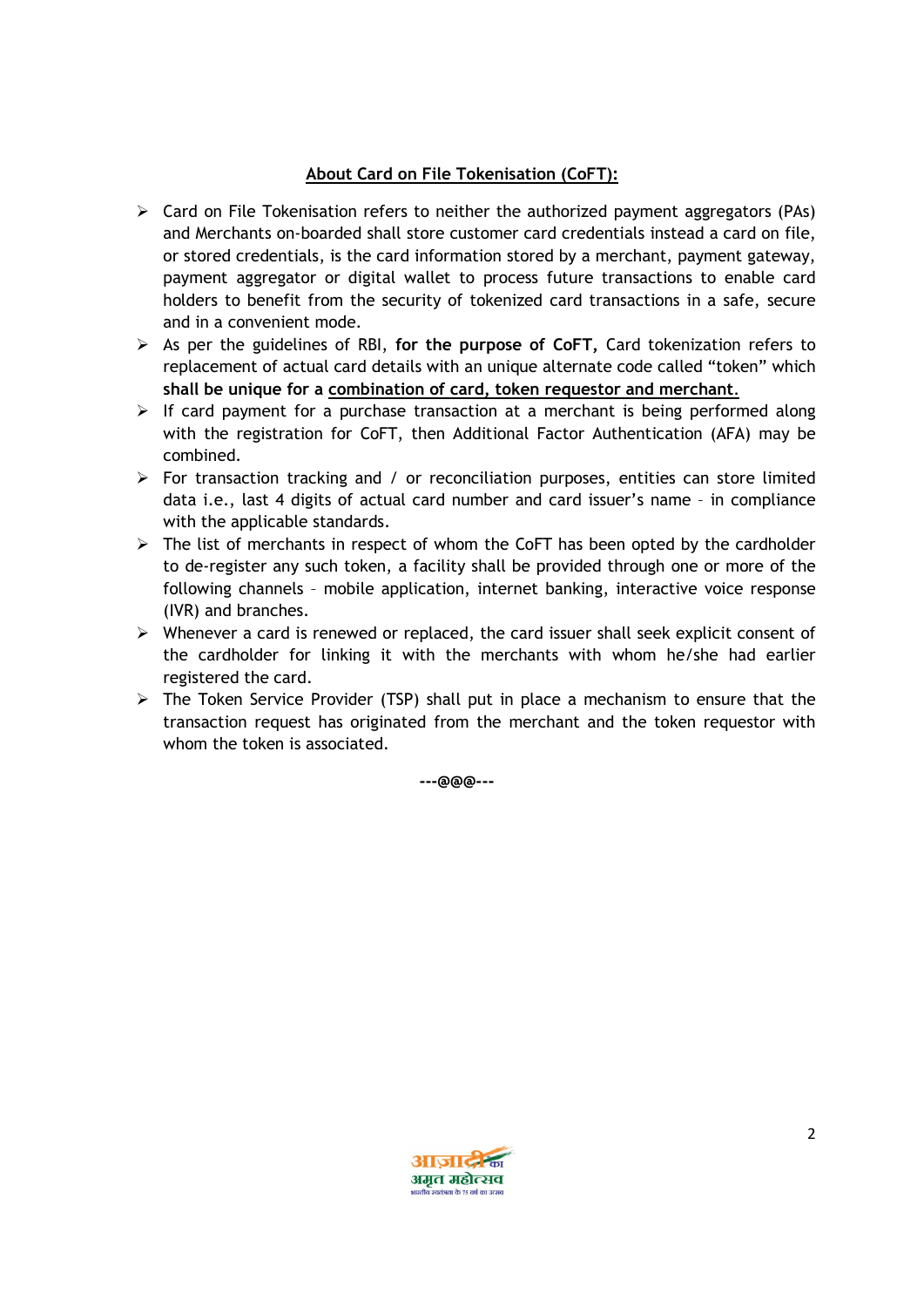## <u>About Card on File Tokenisation (CoFT):</u>

- Card on File Tokenisation refers to neither the authorized payment aggregators (PAs) and Merchants on-boarded shall store customer card credentials instead a card on file, or stored credentials, is the card information stored by a merchant, payment gateway, payment aggregator or digital wallet to process future transactions to enable card holders to benefit from the security of tokenized card transactions in a safe, secure and in a convenient mode.
- As per the guidelines of RBI, **for the purpose of CoFT,** Card tokenization refers to replacement of actual card details with an unique alternate code called "token" which **shall be unique for a <u>combination of card, token requestor and merchant.</u>**
- If card payment for a purchase transaction at a merchant is being performed along with the registration for CoFT, then Additional Factor Authentication (AFA) may be combined.
- For transaction tracking and / or reconciliation purposes, entities can store limited data i.e., last 4 digits of actual card number and card issuer's name – in compliance with the applicable standards.
- The list of merchants in respect of whom the CoFT has been opted by the cardholder to de-register any such token, a facility shall be provided through one or more of the following channels – mobile application, internet banking, interactive voice response (IVR) and branches.
- Whenever a card is renewed or replaced, the card issuer shall seek explicit consent of the cardholder for linking it with the merchants with whom he/she had earlier registered the card.
- The Token Service Provider (TSP) shall put in place a mechanism to ensure that the transaction request has originated from the merchant and the token requestor with whom the token is associated.

**---@@@---**